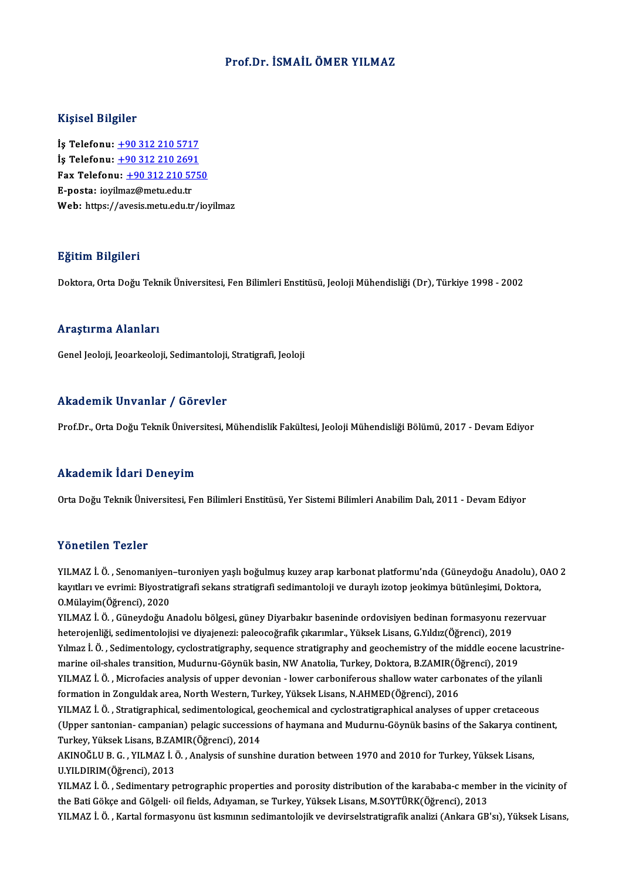# Prof.Dr. İSMAİL ÖMER YILMAZ

## Kişisel Bilgiler

**İş Telefonu:** +90 312 210 5717
**İş Telefonu:** +90 312 210 2691
**Fax Telefonu:** +90 312 210 5750
**E-posta:** ioyilmaz@metu.edu.tr
**Web:** https://avesis.metu.edu.tr/ioyilmaz

## Eğitim Bilgileri

Doktora, Orta Doğu Teknik Üniversitesi, Fen Bilimleri Enstitüsü, Jeoloji Mühendisliği (Dr), Türkiye 1998 - 2002

## Araştırma Alanları

Genel Jeoloji, Jeoarkeoloji, Sedimantoloji, Stratigrafi, Jeoloji

## Akademik Unvanlar / Görevler

Prof.Dr., Orta Doğu Teknik Üniversitesi, Mühendislik Fakültesi, Jeoloji Mühendisliği Bölümü, 2017 - Devam Ediyor

## Akademik İdari Deneyim

Orta Doğu Teknik Üniversitesi, Fen Bilimleri Enstitüsü, Yer Sistemi Bilimleri Anabilim Dalı, 2011 - Devam Ediyor

## Yönetilen Tezler

YILMAZ İ. Ö. , Senomaniyen–turoniyen yaşlı boğulmuş kuzey arap karbonat platformu'nda (Güneydoğu Anadolu), OAO 2 kayıtları ve evrimi: Biyostratigrafi sekans stratigrafi sedimantoloji ve duraylı izotop jeokimya bütünleşimi, Doktora, O.Mülayim(Öğrenci), 2020

YILMAZ İ. Ö. , Güneydoğu Anadolu bölgesi, güney Diyarbakır baseninde ordovisiyen bedinan formasyonu rezervuar heterojenliği, sedimentolojisi ve diyajenezi: paleocoğrafik çıkarımlar., Yüksek Lisans, G.Yıldız(Öğrenci), 2019

Yılmaz İ. Ö. , Sedimentology, cyclostratigraphy, sequence stratigraphy and geochemistry of the middle eocene lacustrine-marine oil-shales transition, Mudurnu-Göynük basin, NW Anatolia, Turkey, Doktora, B.ZAMIR(Öğrenci), 2019

YILMAZ İ. Ö. , Microfacies analysis of upper devonian - lower carboniferous shallow water carbonates of the yilanli formation in Zonguldak area, North Western, Turkey, Yüksek Lisans, N.AHMED(Öğrenci), 2016

YILMAZ İ. Ö. , Stratigraphical, sedimentological, geochemical and cyclostratigraphical analyses of upper cretaceous (Upper santonian- campanian) pelagic successions of haymana and Mudurnu-Göynük basins of the Sakarya continent, Turkey, Yüksek Lisans, B.ZAMIR(Öğrenci), 2014

AKINOĞLU B. G. , YILMAZ İ. Ö. , Analysis of sunshine duration between 1970 and 2010 for Turkey, Yüksek Lisans, U.YILDIRIM(Öğrenci), 2013

YILMAZ İ. Ö. , Sedimentary petrographic properties and porosity distribution of the karababa-c member in the vicinity of the Bati Gökçe and Gölgeli· oil fields, Adıyaman, se Turkey, Yüksek Lisans, M.SOYTÜRK(Öğrenci), 2013

YILMAZ İ. Ö. , Kartal formasyonu üst kısmının sedimantolojik ve devirselstratigrafik analizi (Ankara GB'sı), Yüksek Lisans,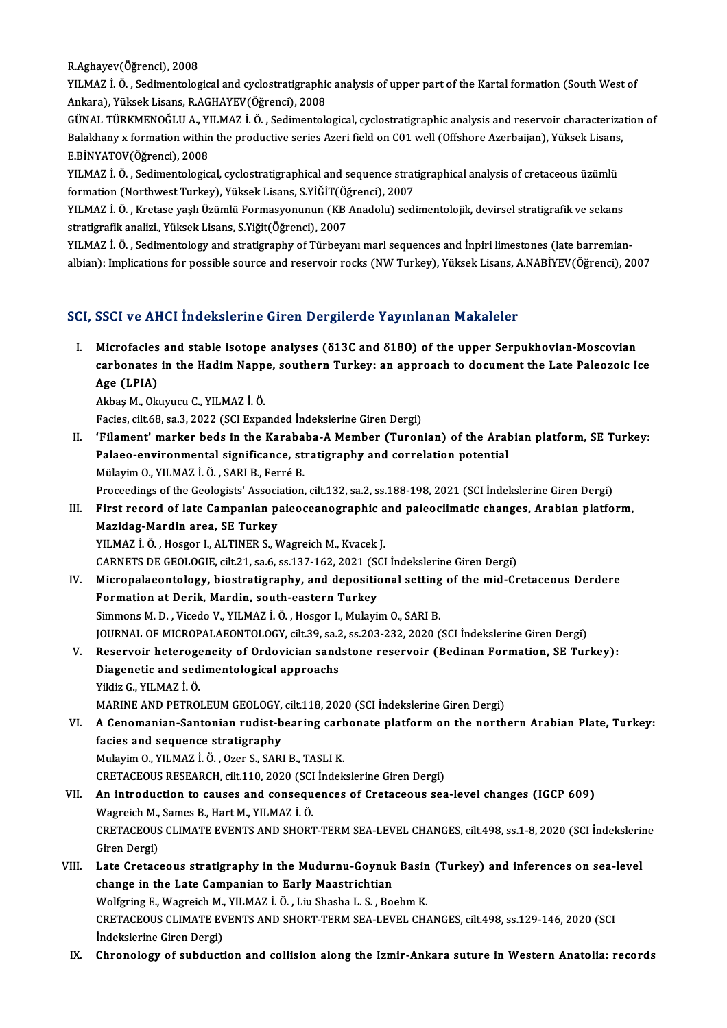R.Aghayev(Öğrenci), 2008

YILMAZ İ. Ö. , Sedimentological and cyclostratigraphic analysis of upper part of the Kartal formation (South West of Ankara), Yüksek Lisans, R.AGHAYEV(Öğrenci), 2008

GÜNAL TÜRKMENOĞLU A., YILMAZ İ. Ö. , Sedimentological, cyclostratigraphic analysis and reservoir characterization of Balakhany x formation within the productive series Azeri field on C01 well (Offshore Azerbaijan), Yüksek Lisans, E.BİNYATOV(Öğrenci), 2008

YILMAZ İ. Ö. , Sedimentological, cyclostratigraphical and sequence stratigraphical analysis of cretaceous üzümlü formation (Northwest Turkey), Yüksek Lisans, S.YİĞİT(Öğrenci), 2007

YILMAZ İ. Ö. , Kretase yaşlı Üzümlü Formasyonunun (KB Anadolu) sedimentolojik, devirsel stratigrafik ve sekans stratigrafik analizi., Yüksek Lisans, S.Yiğit(Öğrenci), 2007

YILMAZ İ. Ö. , Sedimentology and stratigraphy of Türbeyanı marl sequences and İnpiri limestones (late barremian-albian): Implications for possible source and reservoir rocks (NW Turkey), Yüksek Lisans, A.NABİYEV(Öğrenci), 2007

## SCI, SSCI ve AHCI İndekslerine Giren Dergilerde Yayınlanan Makaleler

I. **Microfacies and stable isotope analyses (δ13C and δ18O) of the upper Serpukhovian-Moscovian carbonates in the Hadim Nappe, southern Turkey: an approach to document the Late Paleozoic Ice Age (LPIA)**
Akbaş M., Okuyucu C., YILMAZ İ. Ö.
Facies, cilt.68, sa.3, 2022 (SCI Expanded İndekslerine Giren Dergi)

II. **'Filament' marker beds in the Karababa-A Member (Turonian) of the Arabian platform, SE Turkey: Palaeo-environmental significance, stratigraphy and correlation potential**
Mülayim O., YILMAZ İ. Ö. , SARI B., Ferré B.
Proceedings of the Geologists' Association, cilt.132, sa.2, ss.188-198, 2021 (SCI İndekslerine Giren Dergi)

III. **First record of late Campanian paieoceanographic and paieociimatic changes, Arabian platform, Mazidag-Mardin area, SE Turkey**
YILMAZ İ. Ö. , Hosgor I., ALTINER S., Wagreich M., Kvacek J.
CARNETS DE GEOLOGIE, cilt.21, sa.6, ss.137-162, 2021 (SCI İndekslerine Giren Dergi)

IV. **Micropalaeontology, biostratigraphy, and depositional setting of the mid-Cretaceous Derdere Formation at Derik, Mardin, south-eastern Turkey**
Simmons M. D. , Vicedo V., YILMAZ İ. Ö. , Hosgor I., Mulayim O., SARI B.
JOURNAL OF MICROPALAEONTOLOGY, cilt.39, sa.2, ss.203-232, 2020 (SCI İndekslerine Giren Dergi)

V. **Reservoir heterogeneity of Ordovician sandstone reservoir (Bedinan Formation, SE Turkey): Diagenetic and sedimentological approachs**
Yildiz G., YILMAZ İ. Ö.
MARINE AND PETROLEUM GEOLOGY, cilt.118, 2020 (SCI İndekslerine Giren Dergi)

VI. **A Cenomanian-Santonian rudist-bearing carbonate platform on the northern Arabian Plate, Turkey: facies and sequence stratigraphy**
Mulayim O., YILMAZ İ. Ö. , Ozer S., SARI B., TASLI K.
CRETACEOUS RESEARCH, cilt.110, 2020 (SCI İndekslerine Giren Dergi)

VII. **An introduction to causes and consequences of Cretaceous sea-level changes (IGCP 609)**
Wagreich M., Sames B., Hart M., YILMAZ İ. Ö.
CRETACEOUS CLIMATE EVENTS AND SHORT-TERM SEA-LEVEL CHANGES, cilt.498, ss.1-8, 2020 (SCI İndekslerine Giren Dergi)

VIII. **Late Cretaceous stratigraphy in the Mudurnu-Goynuk Basin (Turkey) and inferences on sea-level change in the Late Campanian to Early Maastrichtian**
Wolfgring E., Wagreich M., YILMAZ İ. Ö. , Liu Shasha L. S. , Boehm K.
CRETACEOUS CLIMATE EVENTS AND SHORT-TERM SEA-LEVEL CHANGES, cilt.498, ss.129-146, 2020 (SCI İndekslerine Giren Dergi)

IX. **Chronology of subduction and collision along the Izmir-Ankara suture in Western Anatolia: records**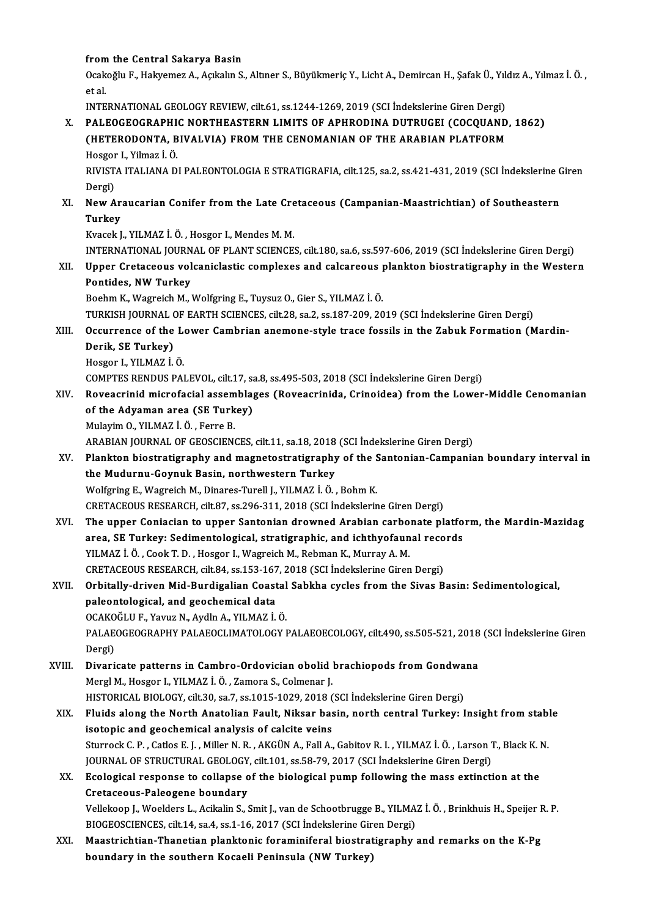from the Central Sakarya Basin

Ocakoğlu F., Hakyemez A., Açıkalın S., Altıner S., Büyükmeriç Y., Licht A., Demircan H., Şafak Ü., Yıldız A., Yılmaz İ. Ö., et al.

INTERNATIONAL GEOLOGY REVIEW, cilt.61, ss.1244-1269, 2019 (SCI İndekslerine Giren Dergi)

X. **PALEOGEOGRAPHIC NORTHEASTERN LIMITS OF APHRODINA DUTRUGEI (COCQUAND, 1862) (HETERODONTA, BIVALVIA) FROM THE CENOMANIAN OF THE ARABIAN PLATFORM**
Hosgor I., Yilmaz İ. Ö.
RIVISTA ITALIANA DI PALEONTOLOGIA E STRATIGRAFIA, cilt.125, sa.2, ss.421-431, 2019 (SCI İndekslerine Giren Dergi)

XI. **New Araucarian Conifer from the Late Cretaceous (Campanian-Maastrichtian) of Southeastern Turkey**
Kvacek J., YILMAZ İ. Ö., Hosgor I., Mendes M. M.
INTERNATIONAL JOURNAL OF PLANT SCIENCES, cilt.180, sa.6, ss.597-606, 2019 (SCI İndekslerine Giren Dergi)

XII. **Upper Cretaceous volcaniclastic complexes and calcareous plankton biostratigraphy in the Western Pontides, NW Turkey**
Boehm K., Wagreich M., Wolfgring E., Tuysuz O., Gier S., YILMAZ İ. Ö.
TURKISH JOURNAL OF EARTH SCIENCES, cilt.28, sa.2, ss.187-209, 2019 (SCI İndekslerine Giren Dergi)

XIII. **Occurrence of the Lower Cambrian anemone-style trace fossils in the Zabuk Formation (Mardin-Derik, SE Turkey)**
Hosgor I., YILMAZ İ. Ö.
COMPTES RENDUS PALEVOL, cilt.17, sa.8, ss.495-503, 2018 (SCI İndekslerine Giren Dergi)

XIV. **Roveacrinid microfacial assemblages (Roveacrinida, Crinoidea) from the Lower-Middle Cenomanian of the Adyaman area (SE Turkey)**
Mulayim O., YILMAZ İ. Ö., Ferre B.
ARABIAN JOURNAL OF GEOSCIENCES, cilt.11, sa.18, 2018 (SCI İndekslerine Giren Dergi)

XV. **Plankton biostratigraphy and magnetostratigraphy of the Santonian-Campanian boundary interval in the Mudurnu-Goynuk Basin, northwestern Turkey**
Wolfgring E., Wagreich M., Dinares-Turell J., YILMAZ İ. Ö., Bohm K.
CRETACEOUS RESEARCH, cilt.87, ss.296-311, 2018 (SCI İndekslerine Giren Dergi)

XVI. **The upper Coniacian to upper Santonian drowned Arabian carbonate platform, the Mardin-Mazidag area, SE Turkey: Sedimentological, stratigraphic, and ichthyofaunal records**
YILMAZ İ. Ö., Cook T. D., Hosgor I., Wagreich M., Rebman K., Murray A. M.
CRETACEOUS RESEARCH, cilt.84, ss.153-167, 2018 (SCI İndekslerine Giren Dergi)

XVII. **Orbitally-driven Mid-Burdigalian Coastal Sabkha cycles from the Sivas Basin: Sedimentological, paleontological, and geochemical data**
OCAKOĞLU F., Yavuz N., Aydln A., YILMAZ İ. Ö.
PALAEOGEOGRAPHY PALAEOCLIMATOLOGY PALAEOECOLOGY, cilt.490, ss.505-521, 2018 (SCI İndekslerine Giren Dergi)

XVIII. **Divaricate patterns in Cambro-Ordovician obolid brachiopods from Gondwana**
Mergl M., Hosgor I., YILMAZ İ. Ö., Zamora S., Colmenar J.
HISTORICAL BIOLOGY, cilt.30, sa.7, ss.1015-1029, 2018 (SCI İndekslerine Giren Dergi)

XIX. **Fluids along the North Anatolian Fault, Niksar basin, north central Turkey: Insight from stable isotopic and geochemical analysis of calcite veins**
Sturrock C. P., Catlos E. J., Miller N. R., AKGÜN A., Fall A., Gabitov R. I., YILMAZ İ. Ö., Larson T., Black K. N.
JOURNAL OF STRUCTURAL GEOLOGY, cilt.101, ss.58-79, 2017 (SCI İndekslerine Giren Dergi)

XX. **Ecological response to collapse of the biological pump following the mass extinction at the Cretaceous-Paleogene boundary**
Vellekoop J., Woelders L., Acikalin S., Smit J., van de Schootbrugge B., YILMAZ İ. Ö., Brinkhuis H., Speijer R. P.
BIOGEOSCIENCES, cilt.14, sa.4, ss.1-16, 2017 (SCI İndekslerine Giren Dergi)

XXI. **Maastrichtian-Thanetian planktonic foraminiferal biostratigraphy and remarks on the K-Pg boundary in the southern Kocaeli Peninsula (NW Turkey)**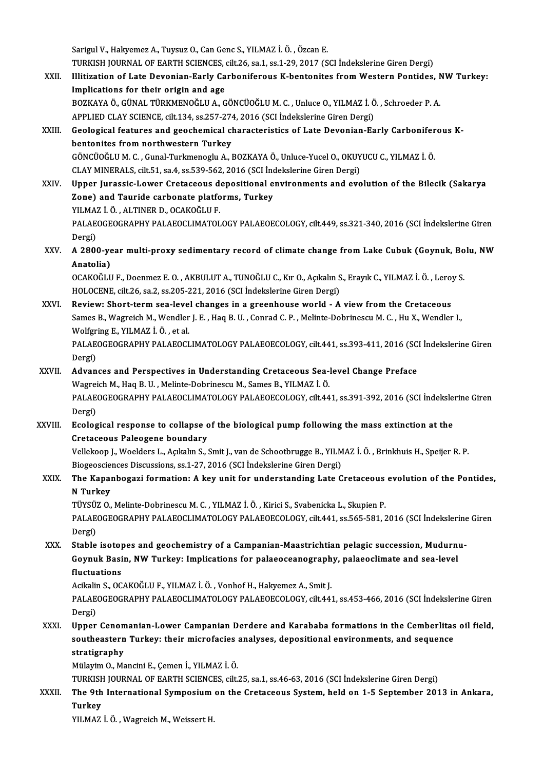Sarigul V., Hakyemez A., Tuysuz O., Can Genc S., YILMAZ İ. Ö. , Özcan E.
TURKISH JOURNAL OF EARTH SCIENCES, cilt.26, sa.1, ss.1-29, 2017 (SCI İndekslerine Giren Dergi)

XXII. **Illitization of Late Devonian-Early Carboniferous K-bentonites from Western Pontides, NW Turkey: Implications for their origin and age**
BOZKAYA Ö., GÜNAL TÜRKMENOĞLU A., GÖNCÜOĞLU M. C. , Unluce O., YILMAZ İ. Ö. , Schroeder P. A.
APPLIED CLAY SCIENCE, cilt.134, ss.257-274, 2016 (SCI İndekslerine Giren Dergi)

XXIII. **Geological features and geochemical characteristics of Late Devonian-Early Carboniferous K-bentonites from northwestern Turkey**
GÖNCÜOĞLU M. C. , Gunal-Turkmenoglu A., BOZKAYA Ö., Unluce-Yucel O., OKUYUCU C., YILMAZ İ. Ö.
CLAY MINERALS, cilt.51, sa.4, ss.539-562, 2016 (SCI İndekslerine Giren Dergi)

XXIV. **Upper Jurassic-Lower Cretaceous depositional environments and evolution of the Bilecik (Sakarya Zone) and Tauride carbonate platforms, Turkey**
YILMAZ İ. Ö. , ALTINER D., OCAKOĞLU F.
PALAEOGEOGRAPHY PALAEOCLIMATOLOGY PALAEOECOLOGY, cilt.449, ss.321-340, 2016 (SCI İndekslerine Giren Dergi)

XXV. **A 2800-year multi-proxy sedimentary record of climate change from Lake Cubuk (Goynuk, Bolu, NW Anatolia)**
OCAKOĞLU F., Doenmez E. O. , AKBULUT A., TUNOĞLU C., Kır O., Açıkalın S., Erayık C., YILMAZ İ. Ö. , Leroy S.
HOLOCENE, cilt.26, sa.2, ss.205-221, 2016 (SCI İndekslerine Giren Dergi)

XXVI. **Review: Short-term sea-level changes in a greenhouse world - A view from the Cretaceous**
Sames B., Wagreich M., Wendler J. E. , Haq B. U. , Conrad C. P. , Melinte-Dobrinescu M. C. , Hu X., Wendler I., Wolfgring E., YILMAZ İ. Ö. , et al.
PALAEOGEOGRAPHY PALAEOCLIMATOLOGY PALAEOECOLOGY, cilt.441, ss.393-411, 2016 (SCI İndekslerine Giren Dergi)

XXVII. **Advances and Perspectives in Understanding Cretaceous Sea-level Change Preface**
Wagreich M., Haq B. U. , Melinte-Dobrinescu M., Sames B., YILMAZ İ. Ö.
PALAEOGEOGRAPHY PALAEOCLIMATOLOGY PALAEOECOLOGY, cilt.441, ss.391-392, 2016 (SCI İndekslerine Giren Dergi)

XXVIII. **Ecological response to collapse of the biological pump following the mass extinction at the Cretaceous Paleogene boundary**
Vellekoop J., Woelders L., Açıkalın S., Smit J., van de Schootbrugge B., YILMAZ İ. Ö. , Brinkhuis H., Speijer R. P.
Biogeosciences Discussions, ss.1-27, 2016 (SCI İndekslerine Giren Dergi)

XXIX. **The Kapanbogazi formation: A key unit for understanding Late Cretaceous evolution of the Pontides, N Turkey**
TÜYSÜZ O., Melinte-Dobrinescu M. C. , YILMAZ İ. Ö. , Kirici S., Svabenicka L., Skupien P.
PALAEOGEOGRAPHY PALAEOCLIMATOLOGY PALAEOECOLOGY, cilt.441, ss.565-581, 2016 (SCI İndekslerine Giren Dergi)

XXX. **Stable isotopes and geochemistry of a Campanian-Maastrichtian pelagic succession, Mudurnu-Goynuk Basin, NW Turkey: Implications for palaeoceanography, palaeoclimate and sea-level fluctuations**
Acikalin S., OCAKOĞLU F., YILMAZ İ. Ö. , Vonhof H., Hakyemez A., Smit J.
PALAEOGEOGRAPHY PALAEOCLIMATOLOGY PALAEOECOLOGY, cilt.441, ss.453-466, 2016 (SCI İndekslerine Giren Dergi)

XXXI. **Upper Cenomanian-Lower Campanian Derdere and Karababa formations in the Cemberlitas oil field, southeastern Turkey: their microfacies analyses, depositional environments, and sequence stratigraphy**
Mülayim O., Mancini E., Çemen İ., YILMAZ İ. Ö.
TURKISH JOURNAL OF EARTH SCIENCES, cilt.25, sa.1, ss.46-63, 2016 (SCI İndekslerine Giren Dergi)

XXXII. **The 9th International Symposium on the Cretaceous System, held on 1-5 September 2013 in Ankara, Turkey**
YILMAZ İ. Ö. , Wagreich M., Weissert H.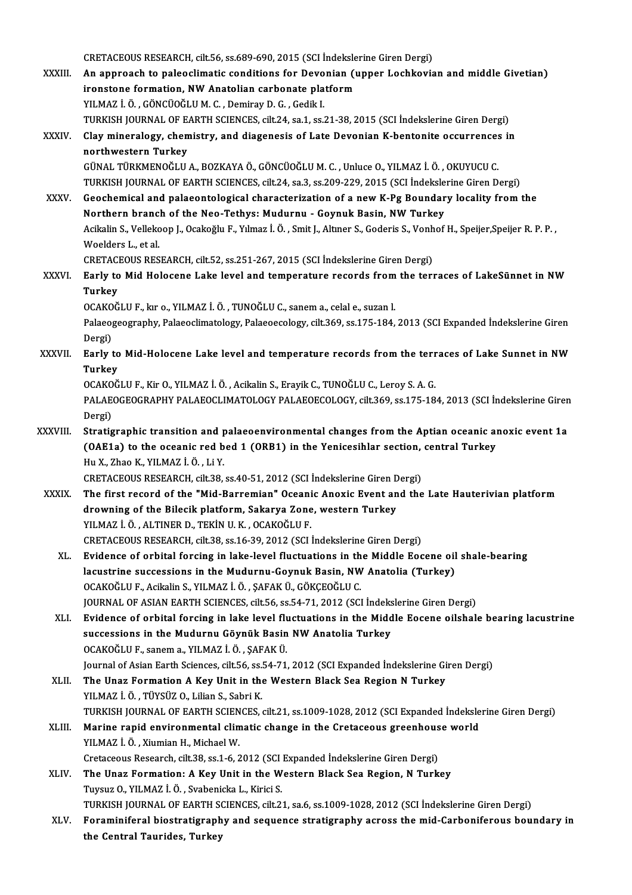CRETACEOUS RESEARCH, cilt.56, ss.689-690, 2015 (SCI İndekslerine Giren Dergi)

XXXIII. **An approach to paleoclimatic conditions for Devonian (upper Lochkovian and middle Givetian) ironstone formation, NW Anatolian carbonate platform**
YILMAZ İ. Ö. , GÖNCÜOĞLU M. C. , Demiray D. G. , Gedik I.
TURKISH JOURNAL OF EARTH SCIENCES, cilt.24, sa.1, ss.21-38, 2015 (SCI İndekslerine Giren Dergi)

XXXIV. **Clay mineralogy, chemistry, and diagenesis of Late Devonian K-bentonite occurrences in northwestern Turkey**
GÜNAL TÜRKMENOĞLU A., BOZKAYA Ö., GÖNCÜOĞLU M. C. , Unluce O., YILMAZ İ. Ö. , OKUYUCU C.
TURKISH JOURNAL OF EARTH SCIENCES, cilt.24, sa.3, ss.209-229, 2015 (SCI İndekslerine Giren Dergi)

XXXV. **Geochemical and palaeontological characterization of a new K-Pg Boundary locality from the Northern branch of the Neo-Tethys: Mudurnu - Goynuk Basin, NW Turkey**
Acikalin S., Vellekoop J., Ocakoğlu F., Yılmaz İ. Ö. , Smit J., Altıner S., Goderis S., Vonhof H., Speijer,Speijer R. P. P. , Woelders L., et al.
CRETACEOUS RESEARCH, cilt.52, ss.251-267, 2015 (SCI İndekslerine Giren Dergi)

XXXVI. **Early to Mid Holocene Lake level and temperature records from the terraces of LakeSünnet in NW Turkey**
OCAKOĞLU F., kır o., YILMAZ İ. Ö. , TUNOĞLU C., sanem a., celal e., suzan l.
Palaeogeography, Palaeoclimatology, Palaeoecology, cilt.369, ss.175-184, 2013 (SCI Expanded İndekslerine Giren Dergi)

XXXVII. **Early to Mid-Holocene Lake level and temperature records from the terraces of Lake Sunnet in NW Turkey**
OCAKOĞLU F., Kir O., YILMAZ İ. Ö. , Acikalin S., Erayik C., TUNOĞLU C., Leroy S. A. G.
PALAEOGEOGRAPHY PALAEOCLIMATOLOGY PALAEOECOLOGY, cilt.369, ss.175-184, 2013 (SCI İndekslerine Giren Dergi)

XXXVIII. **Stratigraphic transition and palaeoenvironmental changes from the Aptian oceanic anoxic event 1a (OAE1a) to the oceanic red bed 1 (ORB1) in the Yenicesihlar section, central Turkey**
Hu X., Zhao K., YILMAZ İ. Ö. , Li Y.
CRETACEOUS RESEARCH, cilt.38, ss.40-51, 2012 (SCI İndekslerine Giren Dergi)

XXXIX. **The first record of the "Mid-Barremian" Oceanic Anoxic Event and the Late Hauterivian platform drowning of the Bilecik platform, Sakarya Zone, western Turkey**
YILMAZ İ. Ö. , ALTINER D., TEKİN U. K. , OCAKOĞLU F.
CRETACEOUS RESEARCH, cilt.38, ss.16-39, 2012 (SCI İndekslerine Giren Dergi)

XL. **Evidence of orbital forcing in lake-level fluctuations in the Middle Eocene oil shale-bearing lacustrine successions in the Mudurnu-Goynuk Basin, NW Anatolia (Turkey)**
OCAKOĞLU F., Acikalin S., YILMAZ İ. Ö. , ŞAFAK Ü., GÖKÇEOĞLU C.
JOURNAL OF ASIAN EARTH SCIENCES, cilt.56, ss.54-71, 2012 (SCI İndekslerine Giren Dergi)

XLI. **Evidence of orbital forcing in lake level fluctuations in the Middle Eocene oilshale bearing lacustrine successions in the Mudurnu Göynük Basin NW Anatolia Turkey**
OCAKOĞLU F., sanem a., YILMAZ İ. Ö. , ŞAFAK Ü.
Journal of Asian Earth Sciences, cilt.56, ss.54-71, 2012 (SCI Expanded İndekslerine Giren Dergi)

XLII. **The Unaz Formation A Key Unit in the Western Black Sea Region N Turkey**
YILMAZ İ. Ö. , TÜYSÜZ O., Lilian S., Sabri K.
TURKISH JOURNAL OF EARTH SCIENCES, cilt.21, ss.1009-1028, 2012 (SCI Expanded İndekslerine Giren Dergi)

XLIII. **Marine rapid environmental climatic change in the Cretaceous greenhouse world**
YILMAZ İ. Ö. , Xiumian H., Michael W.
Cretaceous Research, cilt.38, ss.1-6, 2012 (SCI Expanded İndekslerine Giren Dergi)

XLIV. **The Unaz Formation: A Key Unit in the Western Black Sea Region, N Turkey**
Tuysuz O., YILMAZ İ. Ö. , Svabenicka L., Kirici S.
TURKISH JOURNAL OF EARTH SCIENCES, cilt.21, sa.6, ss.1009-1028, 2012 (SCI İndekslerine Giren Dergi)

XLV. **Foraminiferal biostratigraphy and sequence stratigraphy across the mid-Carboniferous boundary in the Central Taurides, Turkey**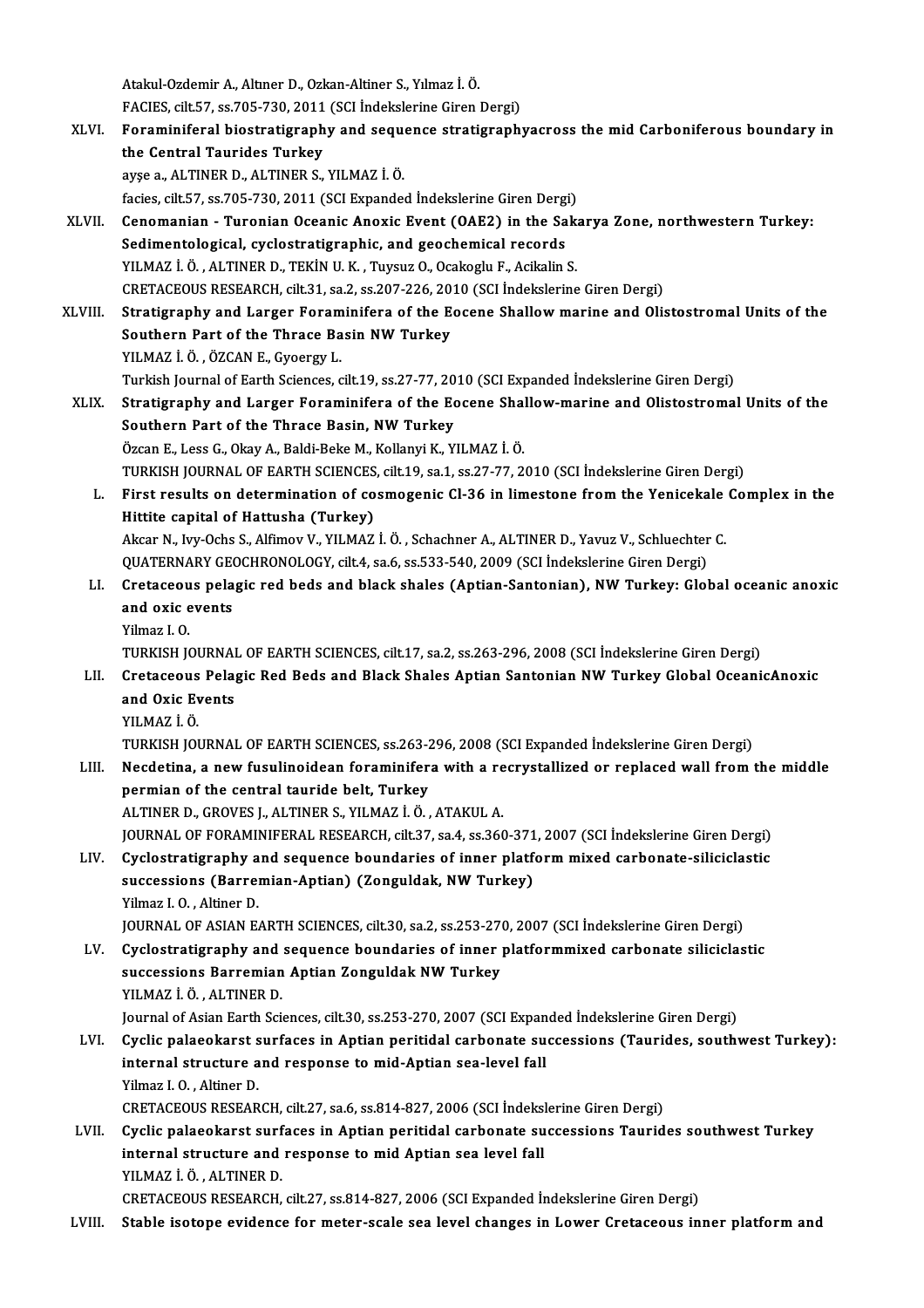Atakul-Ozdemir A., Altıner D., Ozkan-Altiner S., Yılmaz İ. Ö.
FACIES, cilt.57, ss.705-730, 2011 (SCI İndekslerine Giren Dergi)

XLVI. **Foraminiferal biostratigraphy and sequence stratigraphyacross the mid Carboniferous boundary in the Central Taurides Turkey**
ayşe a., ALTINER D., ALTINER S., YILMAZ İ. Ö.
facies, cilt.57, ss.705-730, 2011 (SCI Expanded İndekslerine Giren Dergi)

XLVII. **Cenomanian - Turonian Oceanic Anoxic Event (OAE2) in the Sakarya Zone, northwestern Turkey: Sedimentological, cyclostratigraphic, and geochemical records**
YILMAZ İ. Ö. , ALTINER D., TEKİN U. K. , Tuysuz O., Ocakoglu F., Acikalin S.
CRETACEOUS RESEARCH, cilt.31, sa.2, ss.207-226, 2010 (SCI İndekslerine Giren Dergi)

XLVIII. **Stratigraphy and Larger Foraminifera of the Eocene Shallow marine and Olistostromal Units of the Southern Part of the Thrace Basin NW Turkey**
YILMAZ İ. Ö. , ÖZCAN E., Gyoergy L.
Turkish Journal of Earth Sciences, cilt.19, ss.27-77, 2010 (SCI Expanded İndekslerine Giren Dergi)

XLIX. **Stratigraphy and Larger Foraminifera of the Eocene Shallow-marine and Olistostromal Units of the Southern Part of the Thrace Basin, NW Turkey**
Özcan E., Less G., Okay A., Baldi-Beke M., Kollanyi K., YILMAZ İ. Ö.
TURKISH JOURNAL OF EARTH SCIENCES, cilt.19, sa.1, ss.27-77, 2010 (SCI İndekslerine Giren Dergi)

L. **First results on determination of cosmogenic Cl-36 in limestone from the Yenicekale Complex in the Hittite capital of Hattusha (Turkey)**
Akcar N., Ivy-Ochs S., Alfimov V., YILMAZ İ. Ö. , Schachner A., ALTINER D., Yavuz V., Schluechter C.
QUATERNARY GEOCHRONOLOGY, cilt.4, sa.6, ss.533-540, 2009 (SCI İndekslerine Giren Dergi)

LI. **Cretaceous pelagic red beds and black shales (Aptian-Santonian), NW Turkey: Global oceanic anoxic and oxic events**
Yilmaz I. O.
TURKISH JOURNAL OF EARTH SCIENCES, cilt.17, sa.2, ss.263-296, 2008 (SCI İndekslerine Giren Dergi)

LII. **Cretaceous Pelagic Red Beds and Black Shales Aptian Santonian NW Turkey Global OceanicAnoxic and Oxic Events**
YILMAZ İ. Ö.
TURKISH JOURNAL OF EARTH SCIENCES, ss.263-296, 2008 (SCI Expanded İndekslerine Giren Dergi)

LIII. **Necdetina, a new fusulinoidean foraminifera with a recrystallized or replaced wall from the middle permian of the central tauride belt, Turkey**
ALTINER D., GROVES J., ALTINER S., YILMAZ İ. Ö. , ATAKUL A.
JOURNAL OF FORAMINIFERAL RESEARCH, cilt.37, sa.4, ss.360-371, 2007 (SCI İndekslerine Giren Dergi)

LIV. **Cyclostratigraphy and sequence boundaries of inner platform mixed carbonate-siliciclastic successions (Barremian-Aptian) (Zonguldak, NW Turkey)**
Yilmaz I. O. , Altiner D.
JOURNAL OF ASIAN EARTH SCIENCES, cilt.30, sa.2, ss.253-270, 2007 (SCI İndekslerine Giren Dergi)

LV. **Cyclostratigraphy and sequence boundaries of inner platformmixed carbonate siliciclastic successions Barremian Aptian Zonguldak NW Turkey**
YILMAZ İ. Ö. , ALTINER D.
Journal of Asian Earth Sciences, cilt.30, ss.253-270, 2007 (SCI Expanded İndekslerine Giren Dergi)

LVI. **Cyclic palaeokarst surfaces in Aptian peritidal carbonate successions (Taurides, southwest Turkey): internal structure and response to mid-Aptian sea-level fall**
Yilmaz I. O. , Altiner D.
CRETACEOUS RESEARCH, cilt.27, sa.6, ss.814-827, 2006 (SCI İndekslerine Giren Dergi)

LVII. **Cyclic palaeokarst surfaces in Aptian peritidal carbonate successions Taurides southwest Turkey internal structure and response to mid Aptian sea level fall**
YILMAZ İ. Ö. , ALTINER D.
CRETACEOUS RESEARCH, cilt.27, ss.814-827, 2006 (SCI Expanded İndekslerine Giren Dergi)

LVIII. **Stable isotope evidence for meter-scale sea level changes in Lower Cretaceous inner platform and**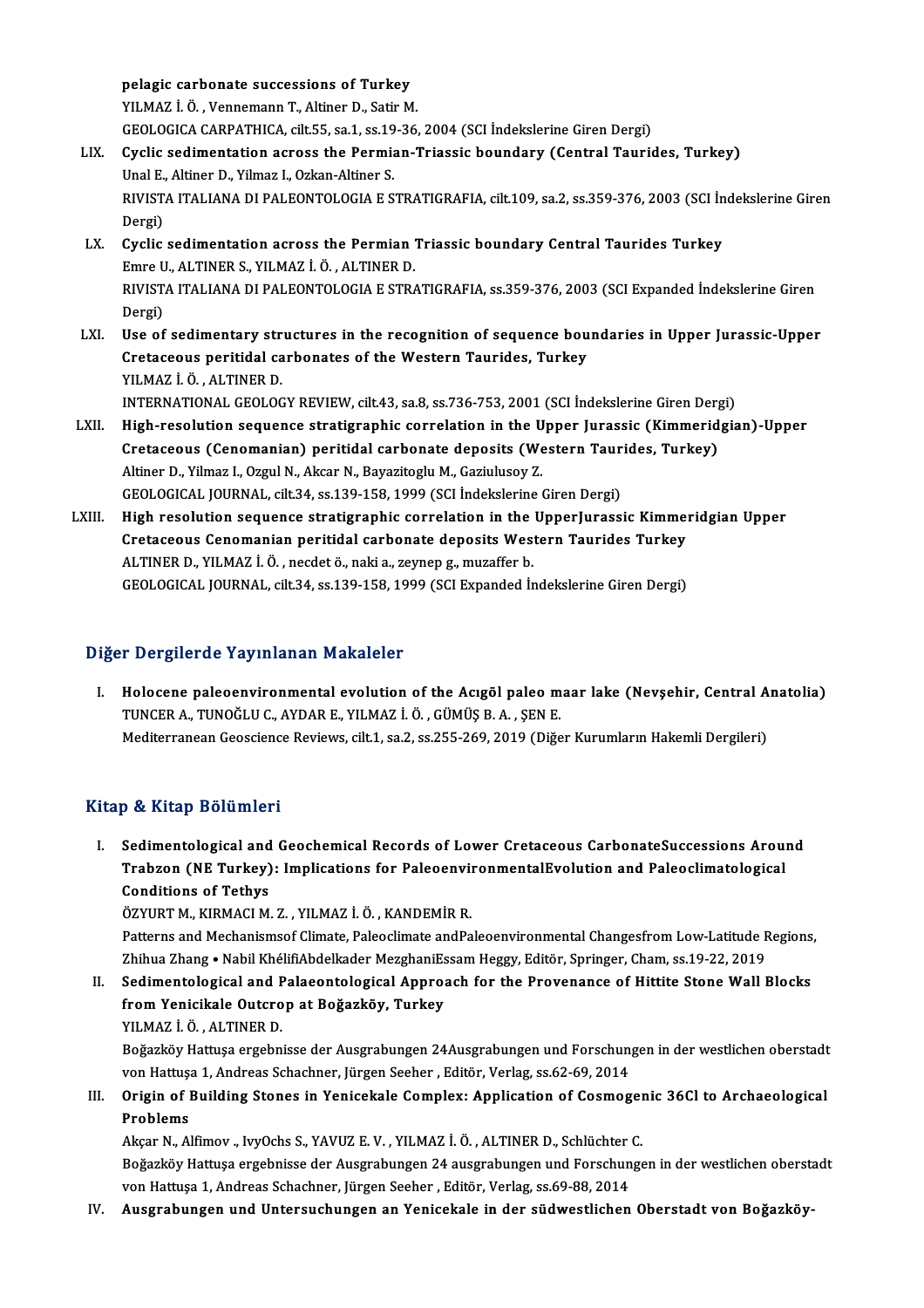pelagic carbonate successions of Turkey
YILMAZ İ. Ö. , Vennemann T., Altiner D., Satir M.
GEOLOGICA CARPATHICA, cilt.55, sa.1, ss.19-36, 2004 (SCI İndekslerine Giren Dergi)

LIX. **Cyclic sedimentation across the Permian-Triassic boundary (Central Taurides, Turkey)**
Unal E., Altiner D., Yilmaz I., Ozkan-Altiner S.
RIVISTA ITALIANA DI PALEONTOLOGIA E STRATIGRAFIA, cilt.109, sa.2, ss.359-376, 2003 (SCI İndekslerine Giren Dergi)

LX. **Cyclic sedimentation across the Permian Triassic boundary Central Taurides Turkey**
Emre U., ALTINER S., YILMAZ İ. Ö. , ALTINER D.
RIVISTA ITALIANA DI PALEONTOLOGIA E STRATIGRAFIA, ss.359-376, 2003 (SCI Expanded İndekslerine Giren Dergi)

LXI. **Use of sedimentary structures in the recognition of sequence boundaries in Upper Jurassic-Upper Cretaceous peritidal carbonates of the Western Taurides, Turkey**
YILMAZ İ. Ö. , ALTINER D.
INTERNATIONAL GEOLOGY REVIEW, cilt.43, sa.8, ss.736-753, 2001 (SCI İndekslerine Giren Dergi)

LXII. **High-resolution sequence stratigraphic correlation in the Upper Jurassic (Kimmeridgian)-Upper Cretaceous (Cenomanian) peritidal carbonate deposits (Western Taurides, Turkey)**
Altiner D., Yilmaz I., Ozgul N., Akcar N., Bayazitoglu M., Gaziulusoy Z.
GEOLOGICAL JOURNAL, cilt.34, ss.139-158, 1999 (SCI İndekslerine Giren Dergi)

LXIII. **High resolution sequence stratigraphic correlation in the UpperJurassic Kimmeridgian Upper Cretaceous Cenomanian peritidal carbonate deposits Western Taurides Turkey**
ALTINER D., YILMAZ İ. Ö. , necdet ö., naki a., zeynep g., muzaffer b.
GEOLOGICAL JOURNAL, cilt.34, ss.139-158, 1999 (SCI Expanded İndekslerine Giren Dergi)

## Diğer Dergilerde Yayınlanan Makaleler

I. **Holocene paleoenvironmental evolution of the Acıgöl paleo maar lake (Nevşehir, Central Anatolia)**
TUNCER A., TUNOĞLU C., AYDAR E., YILMAZ İ. Ö. , GÜMÜŞ B. A. , ŞEN E.
Mediterranean Geoscience Reviews, cilt.1, sa.2, ss.255-269, 2019 (Diğer Kurumların Hakemli Dergileri)

## Kitap & Kitap Bölümleri

I. **Sedimentological and Geochemical Records of Lower Cretaceous CarbonateSuccessions Around Trabzon (NE Turkey): Implications for PaleoenvironmentalEvolution and Paleoclimatological Conditions of Tethys**
ÖZYURT M., KIRMACI M. Z. , YILMAZ İ. Ö. , KANDEMİR R.
Patterns and Mechanismsof Climate, Paleoclimate andPaleoenvironmental Changesfrom Low-Latitude Regions, Zhihua Zhang • Nabil KhélifiAbdelkader MezghaniEssam Heggy, Editör, Springer, Cham, ss.19-22, 2019

II. **Sedimentological and Palaeontological Approach for the Provenance of Hittite Stone Wall Blocks from Yenicikale Outcrop at Boğazköy, Turkey**
YILMAZ İ. Ö. , ALTINER D.
Boğazköy Hattuşa ergebnisse der Ausgrabungen 24Ausgrabungen und Forschungen in der westlichen oberstadt von Hattuşa 1, Andreas Schachner, Jürgen Seeher , Editör, Verlag, ss.62-69, 2014

III. **Origin of Building Stones in Yenicekale Complex: Application of Cosmogenic 36Cl to Archaeological Problems**
Akçar N., Alfimov ., IvyOchs S., YAVUZ E. V. , YILMAZ İ. Ö. , ALTINER D., Schlüchter C.
Boğazköy Hattuşa ergebnisse der Ausgrabungen 24 ausgrabungen und Forschungen in der westlichen oberstadt von Hattuşa 1, Andreas Schachner, Jürgen Seeher , Editör, Verlag, ss.69-88, 2014

IV. **Ausgrabungen und Untersuchungen an Yenicekale in der südwestlichen Oberstadt von Boğazköy-**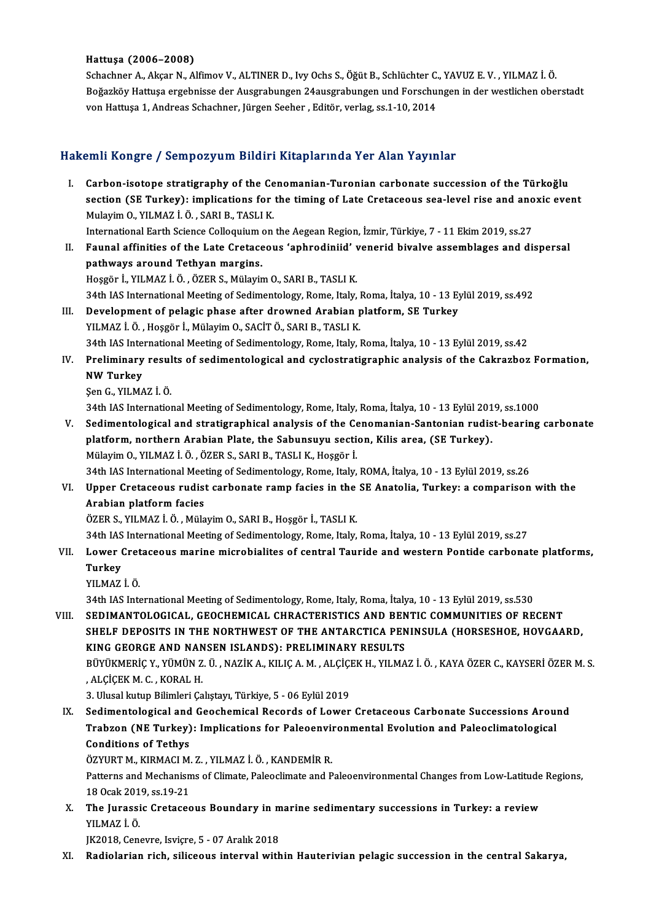**Hattuşa (2006–2008)**

Schachner A., Akçar N., Alfimov V., ALTINER D., Ivy Ochs S., Öğüt B., Schlüchter C., YAVUZ E. V. , YILMAZ İ. Ö.

Boğazköy Hattuşa ergebnisse der Ausgrabungen 24ausgrabungen und Forschungen in der westlichen oberstadt von Hattuşa 1, Andreas Schachner, Jürgen Seeher , Editör, verlag, ss.1-10, 2014

## Hakemli Kongre / Sempozyum Bildiri Kitaplarında Yer Alan Yayınlar

I. **Carbon-isotope stratigraphy of the Cenomanian-Turonian carbonate succession of the Türkoğlu section (SE Turkey): implications for the timing of Late Cretaceous sea-level rise and anoxic event**
   Mulayim O., YILMAZ İ. Ö. , SARI B., TASLI K.
   International Earth Science Colloquium on the Aegean Region, İzmir, Türkiye, 7 - 11 Ekim 2019, ss.27

II. **Faunal affinities of the Late Cretaceous 'aphrodiniid' venerid bivalve assemblages and dispersal pathways around Tethyan margins.**
   Hoşgör İ., YILMAZ İ. Ö. , ÖZER S., Mülayim O., SARI B., TASLI K.
   34th IAS International Meeting of Sedimentology, Rome, Italy, Roma, İtalya, 10 - 13 Eylül 2019, ss.492

III. **Development of pelagic phase after drowned Arabian platform, SE Turkey**
   YILMAZ İ. Ö. , Hoşgör İ., Mülayim O., SACİT Ö., SARI B., TASLI K.
   34th IAS International Meeting of Sedimentology, Rome, Italy, Roma, İtalya, 10 - 13 Eylül 2019, ss.42

IV. **Preliminary results of sedimentological and cyclostratigraphic analysis of the Cakrazboz Formation, NW Turkey**
   Şen G., YILMAZ İ. Ö.
   34th IAS International Meeting of Sedimentology, Rome, Italy, Roma, İtalya, 10 - 13 Eylül 2019, ss.1000

V. **Sedimentological and stratigraphical analysis of the Cenomanian-Santonian rudist-bearing carbonate platform, northern Arabian Plate, the Sabunsuyu section, Kilis area, (SE Turkey).**
   Mülayim O., YILMAZ İ. Ö. , ÖZER S., SARI B., TASLI K., Hoşgör İ.
   34th IAS International Meeting of Sedimentology, Rome, Italy, ROMA, İtalya, 10 - 13 Eylül 2019, ss.26

VI. **Upper Cretaceous rudist carbonate ramp facies in the SE Anatolia, Turkey: a comparison with the Arabian platform facies**
   ÖZER S., YILMAZ İ. Ö. , Mülayim O., SARI B., Hoşgör İ., TASLI K.
   34th IAS International Meeting of Sedimentology, Rome, Italy, Roma, İtalya, 10 - 13 Eylül 2019, ss.27

VII. **Lower Cretaceous marine microbialites of central Tauride and western Pontide carbonate platforms, Turkey**
   YILMAZ İ. Ö.
   34th IAS International Meeting of Sedimentology, Rome, Italy, Roma, İtalya, 10 - 13 Eylül 2019, ss.530

VIII. **SEDIMANTOLOGICAL, GEOCHEMICAL CHRACTERISTICS AND BENTIC COMMUNITIES OF RECENT SHELF DEPOSITS IN THE NORTHWEST OF THE ANTARCTICA PENINSULA (HORSESHOE, HOVGAARD, KING GEORGE AND NANSEN ISLANDS): PRELIMINARY RESULTS**
   BÜYÜKMERİÇ Y., YÜMÜN Z. Ü. , NAZİK A., KILIÇ A. M. , ALÇİÇEK H., YILMAZ İ. Ö. , KAYA ÖZER C., KAYSERİ ÖZER M. S. , ALÇİÇEK M. C. , KORAL H.
   3. Ulusal kutup Bilimleri Çalıştayı, Türkiye, 5 - 06 Eylül 2019

IX. **Sedimentological and Geochemical Records of Lower Cretaceous Carbonate Successions Around Trabzon (NE Turkey): Implications for Paleoenvironmental Evolution and Paleoclimatological Conditions of Tethys**
   ÖZYURT M., KIRMACI M. Z. , YILMAZ İ. Ö. , KANDEMİR R.
   Patterns and Mechanisms of Climate, Paleoclimate and Paleoenvironmental Changes from Low-Latitude Regions, 18 Ocak 2019, ss.19-21

X. **The Jurassic Cretaceous Boundary in marine sedimentary successions in Turkey: a review**
   YILMAZ İ. Ö.
   JK2018, Cenevre, Isviçre, 5 - 07 Aralık 2018

XI. **Radiolarian rich, siliceous interval within Hauterivian pelagic succession in the central Sakarya,**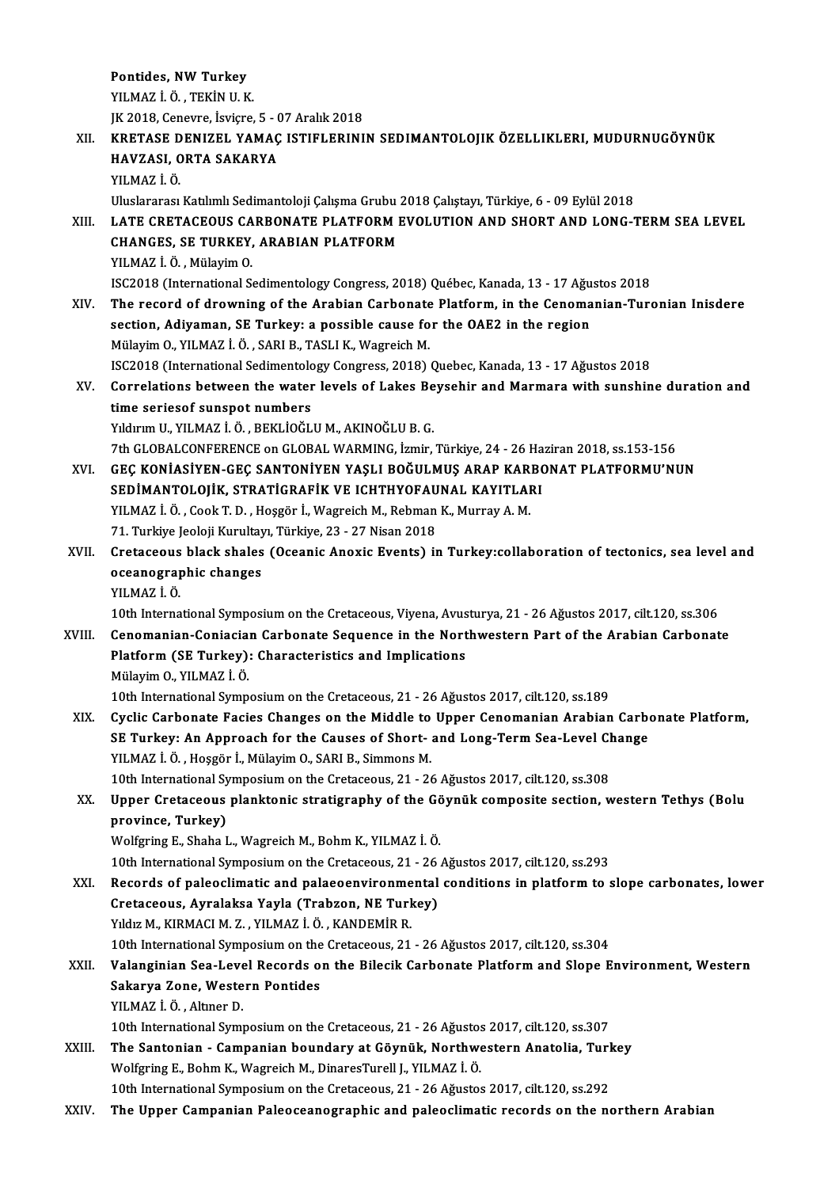Pontides, NW Turkey
YILMAZ İ. Ö. , TEKİN U. K.
JK 2018, Cenevre, İsviçre, 5 - 07 Aralık 2018

XII. **KRETASE DENIZEL YAMAÇ ISTIFLERININ SEDIMANTOLOJIK ÖZELLIKLERI, MUDURNUGÖYNÜK HAVZASI, ORTA SAKARYA**
YILMAZ İ. Ö.
Uluslararası Katılımlı Sedimantoloji Çalışma Grubu 2018 Çalıştayı, Türkiye, 6 - 09 Eylül 2018

XIII. **LATE CRETACEOUS CARBONATE PLATFORM EVOLUTION AND SHORT AND LONG-TERM SEA LEVEL CHANGES, SE TURKEY, ARABIAN PLATFORM**
YILMAZ İ. Ö. , Mülayim O.
ISC2018 (International Sedimentology Congress, 2018) Québec, Kanada, 13 - 17 Ağustos 2018

XIV. **The record of drowning of the Arabian Carbonate Platform, in the Cenomanian-Turonian Inisdere section, Adiyaman, SE Turkey: a possible cause for the OAE2 in the region**
Mülayim O., YILMAZ İ. Ö. , SARI B., TASLI K., Wagreich M.
ISC2018 (International Sedimentology Congress, 2018) Quebec, Kanada, 13 - 17 Ağustos 2018

XV. **Correlations between the water levels of Lakes Beysehir and Marmara with sunshine duration and time seriesof sunspot numbers**
Yıldırım U., YILMAZ İ. Ö. , BEKLİOĞLU M., AKINOĞLU B. G.
7th GLOBALCONFERENCE on GLOBAL WARMING, İzmir, Türkiye, 24 - 26 Haziran 2018, ss.153-156

XVI. **GEÇ KONİASİYEN-GEÇ SANTONİYEN YAŞLI BOĞULMUŞ ARAP KARBONAT PLATFORMU'NUN SEDİMANTOLOJİK, STRATİGRAFİK VE ICHTHYOFAUNAL KAYITLARI**
YILMAZ İ. Ö. , Cook T. D. , Hoşgör İ., Wagreich M., Rebman K., Murray A. M.
71. Turkiye Jeoloji Kurultayı, Türkiye, 23 - 27 Nisan 2018

XVII. **Cretaceous black shales (Oceanic Anoxic Events) in Turkey:collaboration of tectonics, sea level and oceanographic changes**
YILMAZ İ. Ö.
10th International Symposium on the Cretaceous, Viyena, Avusturya, 21 - 26 Ağustos 2017, cilt.120, ss.306

XVIII. **Cenomanian-Coniacian Carbonate Sequence in the Northwestern Part of the Arabian Carbonate Platform (SE Turkey): Characteristics and Implications**
Mülayim O., YILMAZ İ. Ö.
10th International Symposium on the Cretaceous, 21 - 26 Ağustos 2017, cilt.120, ss.189

XIX. **Cyclic Carbonate Facies Changes on the Middle to Upper Cenomanian Arabian Carbonate Platform, SE Turkey: An Approach for the Causes of Short- and Long-Term Sea-Level Change**
YILMAZ İ. Ö. , Hoşgör İ., Mülayim O., SARI B., Simmons M.
10th International Symposium on the Cretaceous, 21 - 26 Ağustos 2017, cilt.120, ss.308

XX. **Upper Cretaceous planktonic stratigraphy of the Göynük composite section, western Tethys (Bolu province, Turkey)**
Wolfgring E., Shaha L., Wagreich M., Bohm K., YILMAZ İ. Ö.
10th International Symposium on the Cretaceous, 21 - 26 Ağustos 2017, cilt.120, ss.293

XXI. **Records of paleoclimatic and palaeoenvironmental conditions in platform to slope carbonates, lower Cretaceous, Ayralaksa Yayla (Trabzon, NE Turkey)**
Yıldız M., KIRMACI M. Z. , YILMAZ İ. Ö. , KANDEMİR R.
10th International Symposium on the Cretaceous, 21 - 26 Ağustos 2017, cilt.120, ss.304

XXII. **Valanginian Sea-Level Records on the Bilecik Carbonate Platform and Slope Environment, Western Sakarya Zone, Western Pontides**
YILMAZ İ. Ö. , Altıner D.
10th International Symposium on the Cretaceous, 21 - 26 Ağustos 2017, cilt.120, ss.307

XXIII. **The Santonian - Campanian boundary at Göynük, Northwestern Anatolia, Turkey**
Wolfgring E., Bohm K., Wagreich M., DinaresTurell J., YILMAZ İ. Ö.
10th International Symposium on the Cretaceous, 21 - 26 Ağustos 2017, cilt.120, ss.292

XXIV. **The Upper Campanian Paleoceanographic and paleoclimatic records on the northern Arabian**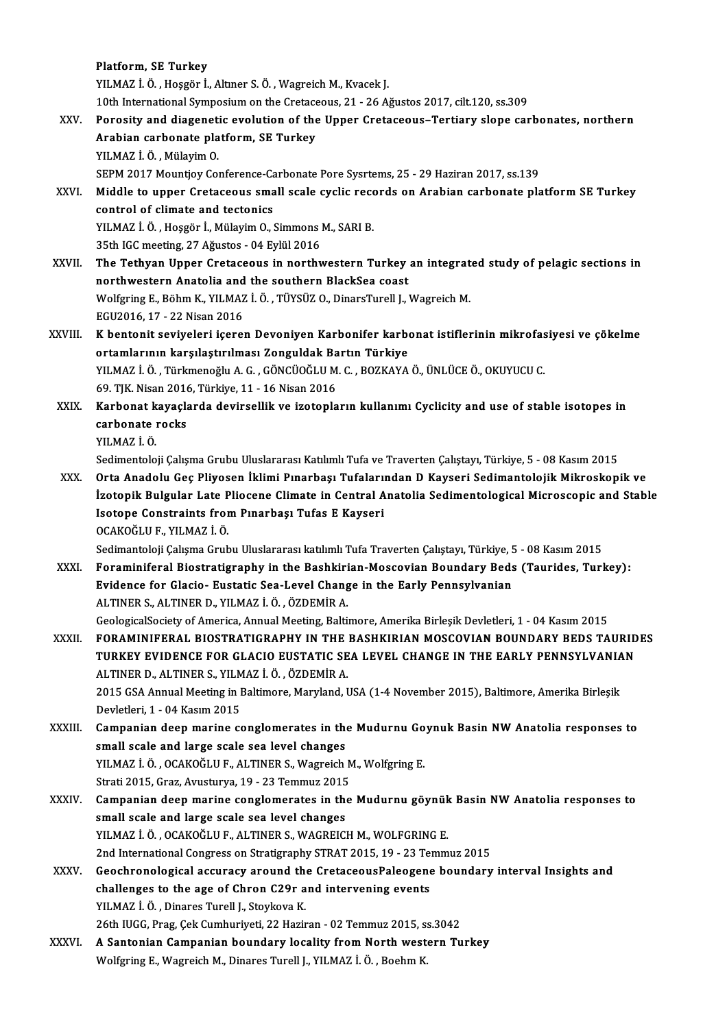**Platform, SE Turkey**
YILMAZ İ. Ö. , Hoşgör İ., Altıner S. Ö. , Wagreich M., Kvacek J.
10th International Symposium on the Cretaceous, 21 - 26 Ağustos 2017, cilt.120, ss.309

XXV. **Porosity and diagenetic evolution of the Upper Cretaceous–Tertiary slope carbonates, northern Arabian carbonate platform, SE Turkey**
YILMAZ İ. Ö. , Mülayim O.
SEPM 2017 Mountjoy Conference-Carbonate Pore Sysrtems, 25 - 29 Haziran 2017, ss.139

XXVI. **Middle to upper Cretaceous small scale cyclic records on Arabian carbonate platform SE Turkey control of climate and tectonics**
YILMAZ İ. Ö. , Hoşgör İ., Mülayim O., Simmons M., SARI B.
35th IGC meeting, 27 Ağustos - 04 Eylül 2016

XXVII. **The Tethyan Upper Cretaceous in northwestern Turkey an integrated study of pelagic sections in northwestern Anatolia and the southern BlackSea coast**
Wolfgring E., Böhm K., YILMAZ İ. Ö. , TÜYSÜZ O., DinarsTurell J., Wagreich M.
EGU2016, 17 - 22 Nisan 2016

XXVIII. **K bentonit seviyeleri içeren Devoniyen Karbonifer karbonat istiflerinin mikrofasiyesi ve çökelme ortamlarının karşılaştırılması Zonguldak Bartın Türkiye**
YILMAZ İ. Ö. , Türkmenoğlu A. G. , GÖNCÜOĞLU M. C. , BOZKAYA Ö., ÜNLÜCE Ö., OKUYUCU C.
69. TJK. Nisan 2016, Türkiye, 11 - 16 Nisan 2016

XXIX. **Karbonat kayaçlarda devirsellik ve izotopların kullanımı Cyclicity and use of stable isotopes in carbonate rocks**
YILMAZ İ. Ö.
Sedimentoloji Çalışma Grubu Uluslararası Katılımlı Tufa ve Traverten Çalıştayı, Türkiye, 5 - 08 Kasım 2015

XXX. **Orta Anadolu Geç Pliyosen İklimi Pınarbaşı Tufalarından D Kayseri Sedimantolojik Mikroskopik ve İzotopik Bulgular Late Pliocene Climate in Central Anatolia Sedimentological Microscopic and Stable Isotope Constraints from Pınarbaşı Tufas E Kayseri**
OCAKOĞLU F., YILMAZ İ. Ö.
Sedimantoloji Çalışma Grubu Uluslararası katılımlı Tufa Traverten Çalıştayı, Türkiye, 5 - 08 Kasım 2015

XXXI. **Foraminiferal Biostratigraphy in the Bashkirian-Moscovian Boundary Beds (Taurides, Turkey): Evidence for Glacio- Eustatic Sea-Level Change in the Early Pennsylvanian**
ALTINER S., ALTINER D., YILMAZ İ. Ö. , ÖZDEMİR A.
GeologicalSociety of America, Annual Meeting, Baltimore, Amerika Birleşik Devletleri, 1 - 04 Kasım 2015

XXXII. **FORAMINIFERAL BIOSTRATIGRAPHY IN THE BASHKIRIAN MOSCOVIAN BOUNDARY BEDS TAURIDES TURKEY EVIDENCE FOR GLACIO EUSTATIC SEA LEVEL CHANGE IN THE EARLY PENNSYLVANIAN**
ALTINER D., ALTINER S., YILMAZ İ. Ö. , ÖZDEMİR A.
2015 GSA Annual Meeting in Baltimore, Maryland, USA (1-4 November 2015), Baltimore, Amerika Birleşik Devletleri, 1 - 04 Kasım 2015

XXXIII. **Campanian deep marine conglomerates in the Mudurnu Goynuk Basin NW Anatolia responses to small scale and large scale sea level changes**
YILMAZ İ. Ö. , OCAKOĞLU F., ALTINER S., Wagreich M., Wolfgring E.
Strati 2015, Graz, Avusturya, 19 - 23 Temmuz 2015

XXXIV. **Campanian deep marine conglomerates in the Mudurnu göynük Basin NW Anatolia responses to small scale and large scale sea level changes**
YILMAZ İ. Ö. , OCAKOĞLU F., ALTINER S., WAGREICH M., WOLFGRING E.
2nd International Congress on Stratigraphy STRAT 2015, 19 - 23 Temmuz 2015

XXXV. **Geochronological accuracy around the CretaceousPaleogene boundary interval Insights and challenges to the age of Chron C29r and intervening events**
YILMAZ İ. Ö. , Dinares Turell J., Stoykova K.
26th IUGG, Prag, Çek Cumhuriyeti, 22 Haziran - 02 Temmuz 2015, ss.3042

XXXVI. **A Santonian Campanian boundary locality from North western Turkey**
Wolfgring E., Wagreich M., Dinares Turell J., YILMAZ İ. Ö. , Boehm K.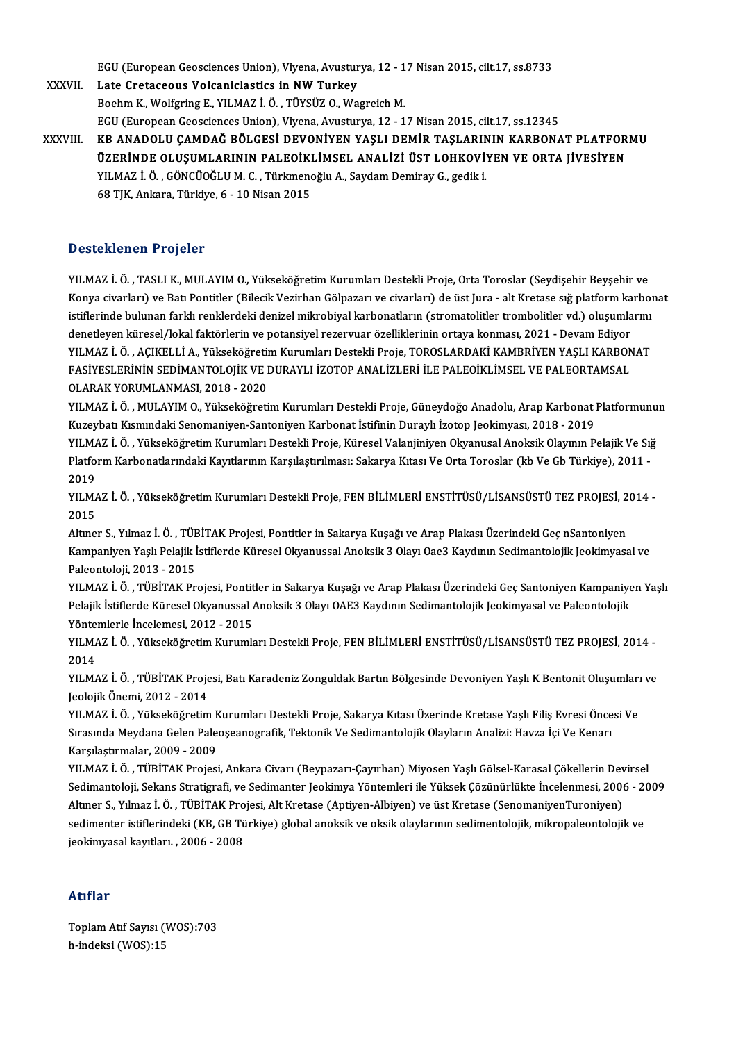EGU (European Geosciences Union), Viyena, Avusturya, 12 - 17 Nisan 2015, cilt.17, ss.8733

XXXVII. **Late Cretaceous Volcaniclastics in NW Turkey**
Boehm K., Wolfgring E., YILMAZ İ. Ö. , TÜYSÜZ O., Wagreich M.
EGU (European Geosciences Union), Viyena, Avusturya, 12 - 17 Nisan 2015, cilt.17, ss.12345

XXXVIII. **KB ANADOLU ÇAMDAĞ BÖLGESİ DEVONİYEN YAŞLI DEMİR TAŞLARININ KARBONAT PLATFORMU ÜZERİNDE OLUŞUMLARININ PALEOİKLİMSEL ANALİZİ ÜST LOHKOVİYEN VE ORTA JİVESİYEN**
YILMAZ İ. Ö. , GÖNCÜOĞLU M. C. , Türkmenoğlu A., Saydam Demiray G., gedik i.
68 TJK, Ankara, Türkiye, 6 - 10 Nisan 2015

## Desteklenen Projeler

YILMAZ İ. Ö. , TASLI K., MULAYIM O., Yükseköğretim Kurumları Destekli Proje, Orta Toroslar (Seydişehir Beyşehir ve Konya civarları) ve Batı Pontitler (Bilecik Vezirhan Gölpazarı ve civarları) de üst Jura - alt Kretase sığ platform karbonat istiflerinde bulunan farklı renklerdeki denizel mikrobiyal karbonatların (stromatolitler trombolitler vd.) oluşumlarını denetleyen küresel/lokal faktörlerin ve potansiyel rezervuar özelliklerinin ortaya konması, 2021 - Devam Ediyor

YILMAZ İ. Ö. , AÇIKELLİ A., Yükseköğretim Kurumları Destekli Proje, TOROSLARDAKİ KAMBRİYEN YAŞLI KARBONAT FASİYESLERİNİN SEDİMANTOLOJİK VE DURAYLI İZOTOP ANALİZLERİ İLE PALEOİKLİMSEL VE PALEORTAMSAL OLARAK YORUMLANMASI, 2018 - 2020

YILMAZ İ. Ö. , MULAYIM O., Yükseköğretim Kurumları Destekli Proje, Güneydoğo Anadolu, Arap Karbonat Platformunun Kuzeybatı Kısmındaki Senomaniyen-Santoniyen Karbonat İstifinin Duraylı İzotop Jeokimyası, 2018 - 2019

YILMAZ İ. Ö. , Yükseköğretim Kurumları Destekli Proje, Küresel Valanjiniyen Okyanusal Anoksik Olayının Pelajik Ve Sığ Platform Karbonatlarındaki Kayıtlarının Karşılaştırılması: Sakarya Kıtası Ve Orta Toroslar (kb Ve Gb Türkiye), 2011 - 2019

YILMAZ İ. Ö. , Yükseköğretim Kurumları Destekli Proje, FEN BİLİMLERİ ENSTİTÜSÜ/LİSANSÜSTÜ TEZ PROJESİ, 2014 - 2015

Altıner S., Yılmaz İ. Ö. , TÜBİTAK Projesi, Pontitler in Sakarya Kuşağı ve Arap Plakası Üzerindeki Geç nSantoniyen Kampaniyen Yaşlı Pelajik İstiflerde Küresel Okyanussal Anoksik 3 Olayı Oae3 Kaydının Sedimantolojik Jeokimyasal ve Paleontoloji, 2013 - 2015

YILMAZ İ. Ö. , TÜBİTAK Projesi, Pontitler in Sakarya Kuşağı ve Arap Plakası Üzerindeki Geç Santoniyen Kampaniyen Yaşlı Pelajik İstiflerde Küresel Okyanussal Anoksik 3 Olayı OAE3 Kaydının Sedimantolojik Jeokimyasal ve Paleontolojik Yöntemlerle İncelemesi, 2012 - 2015

YILMAZ İ. Ö. , Yükseköğretim Kurumları Destekli Proje, FEN BİLİMLERİ ENSTİTÜSÜ/LİSANSÜSTÜ TEZ PROJESİ, 2014 - 2014

YILMAZ İ. Ö. , TÜBİTAK Projesi, Batı Karadeniz Zonguldak Bartın Bölgesinde Devoniyen Yaşlı K Bentonit Oluşumları ve Jeolojik Önemi, 2012 - 2014

YILMAZ İ. Ö. , Yükseköğretim Kurumları Destekli Proje, Sakarya Kıtası Üzerinde Kretase Yaşlı Filiş Evresi Öncesi Ve Sırasında Meydana Gelen Paleoşeanografik, Tektonik Ve Sedimantolojik Olayların Analizi: Havza İçi Ve Kenarı Karşılaştırmalar, 2009 - 2009

YILMAZ İ. Ö. , TÜBİTAK Projesi, Ankara Civarı (Beypazarı-Çayırhan) Miyosen Yaşlı Gölsel-Karasal Çökellerin Devirsel Sedimantoloji, Sekans Stratigrafi, ve Sedimanter Jeokimya Yöntemleri ile Yüksek Çözünürlükte İncelenmesi, 2006 - 2009

Altıner S., Yılmaz İ. Ö. , TÜBİTAK Projesi, Alt Kretase (Aptiyen-Albiyen) ve üst Kretase (SenomaniyenTuroniyen) sedimenter istiflerindeki (KB, GB Türkiye) global anoksik ve oksik olaylarının sedimentolojik, mikropaleontolojik ve jeokimyasal kayıtları. , 2006 - 2008

## Atıflar

Toplam Atıf Sayısı (WOS):703
h-indeksi (WOS):15